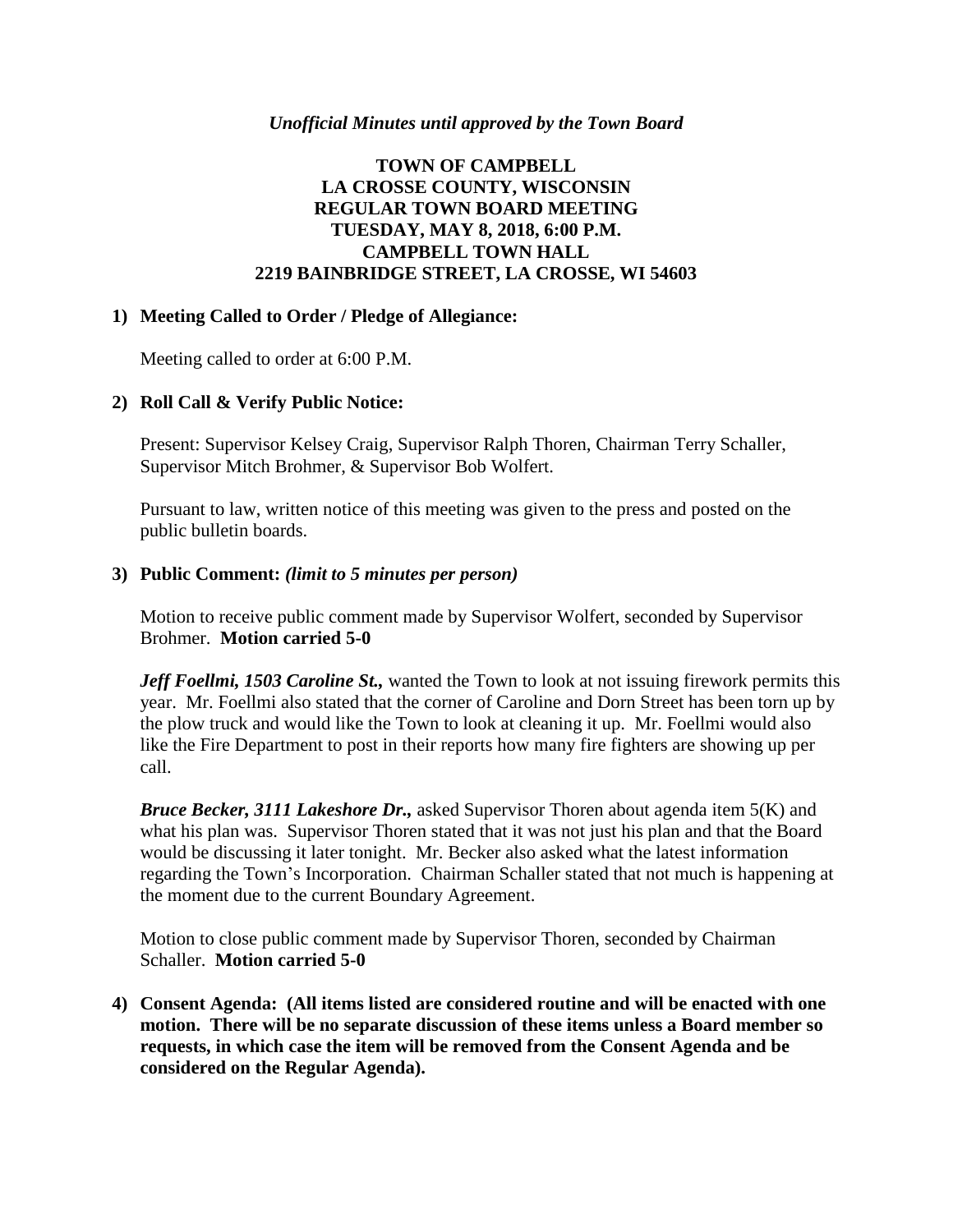*Unofficial Minutes until approved by the Town Board*

# TOWN OF CAMPBELL
# LA CROSSE COUNTY, WISCONSIN
# REGULAR TOWN BOARD MEETING
# TUESDAY, MAY 8, 2018, 6:00 P.M.
# CAMPBELL TOWN HALL
# 2219 BAINBRIDGE STREET, LA CROSSE, WI 54603

**1) Meeting Called to Order / Pledge of Allegiance:**

Meeting called to order at 6:00 P.M.

**2) Roll Call & Verify Public Notice:**

Present: Supervisor Kelsey Craig, Supervisor Ralph Thoren, Chairman Terry Schaller, Supervisor Mitch Brohmer, & Supervisor Bob Wolfert.

Pursuant to law, written notice of this meeting was given to the press and posted on the public bulletin boards.

**3) Public Comment:** ***(limit to 5 minutes per person)***

Motion to receive public comment made by Supervisor Wolfert, seconded by Supervisor Brohmer. **Motion carried 5-0**

***Jeff Foellmi, 1503 Caroline St.,*** wanted the Town to look at not issuing firework permits this year. Mr. Foellmi also stated that the corner of Caroline and Dorn Street has been torn up by the plow truck and would like the Town to look at cleaning it up. Mr. Foellmi would also like the Fire Department to post in their reports how many fire fighters are showing up per call.

***Bruce Becker, 3111 Lakeshore Dr.,*** asked Supervisor Thoren about agenda item 5(K) and what his plan was. Supervisor Thoren stated that it was not just his plan and that the Board would be discussing it later tonight. Mr. Becker also asked what the latest information regarding the Town's Incorporation. Chairman Schaller stated that not much is happening at the moment due to the current Boundary Agreement.

Motion to close public comment made by Supervisor Thoren, seconded by Chairman Schaller. **Motion carried 5-0**

**4) Consent Agenda: (All items listed are considered routine and will be enacted with one motion. There will be no separate discussion of these items unless a Board member so requests, in which case the item will be removed from the Consent Agenda and be considered on the Regular Agenda).**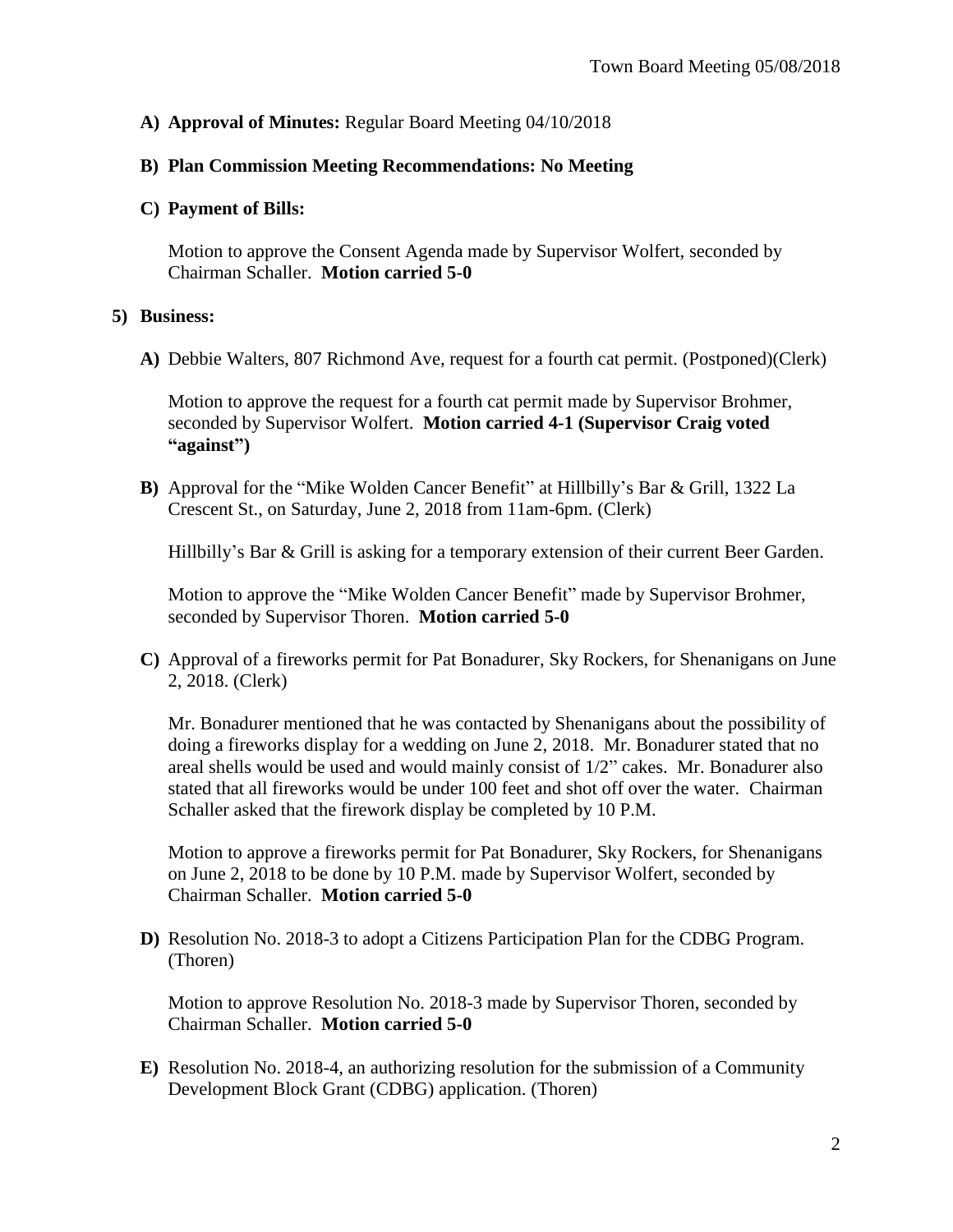**A) Approval of Minutes:** Regular Board Meeting 04/10/2018

**B) Plan Commission Meeting Recommendations: No Meeting**

**C) Payment of Bills:**

Motion to approve the Consent Agenda made by Supervisor Wolfert, seconded by Chairman Schaller. **Motion carried 5-0**

**5) Business:**

**A)** Debbie Walters, 807 Richmond Ave, request for a fourth cat permit. (Postponed)(Clerk)

Motion to approve the request for a fourth cat permit made by Supervisor Brohmer, seconded by Supervisor Wolfert. **Motion carried 4-1 (Supervisor Craig voted "against")**

**B)** Approval for the "Mike Wolden Cancer Benefit" at Hillbilly's Bar & Grill, 1322 La Crescent St., on Saturday, June 2, 2018 from 11am-6pm. (Clerk)

Hillbilly's Bar & Grill is asking for a temporary extension of their current Beer Garden.

Motion to approve the "Mike Wolden Cancer Benefit" made by Supervisor Brohmer, seconded by Supervisor Thoren. **Motion carried 5-0**

**C)** Approval of a fireworks permit for Pat Bonadurer, Sky Rockers, for Shenanigans on June 2, 2018. (Clerk)

Mr. Bonadurer mentioned that he was contacted by Shenanigans about the possibility of doing a fireworks display for a wedding on June 2, 2018. Mr. Bonadurer stated that no areal shells would be used and would mainly consist of 1/2" cakes. Mr. Bonadurer also stated that all fireworks would be under 100 feet and shot off over the water. Chairman Schaller asked that the firework display be completed by 10 P.M.

Motion to approve a fireworks permit for Pat Bonadurer, Sky Rockers, for Shenanigans on June 2, 2018 to be done by 10 P.M. made by Supervisor Wolfert, seconded by Chairman Schaller. **Motion carried 5-0**

**D)** Resolution No. 2018-3 to adopt a Citizens Participation Plan for the CDBG Program. (Thoren)

Motion to approve Resolution No. 2018-3 made by Supervisor Thoren, seconded by Chairman Schaller. **Motion carried 5-0**

**E)** Resolution No. 2018-4, an authorizing resolution for the submission of a Community Development Block Grant (CDBG) application. (Thoren)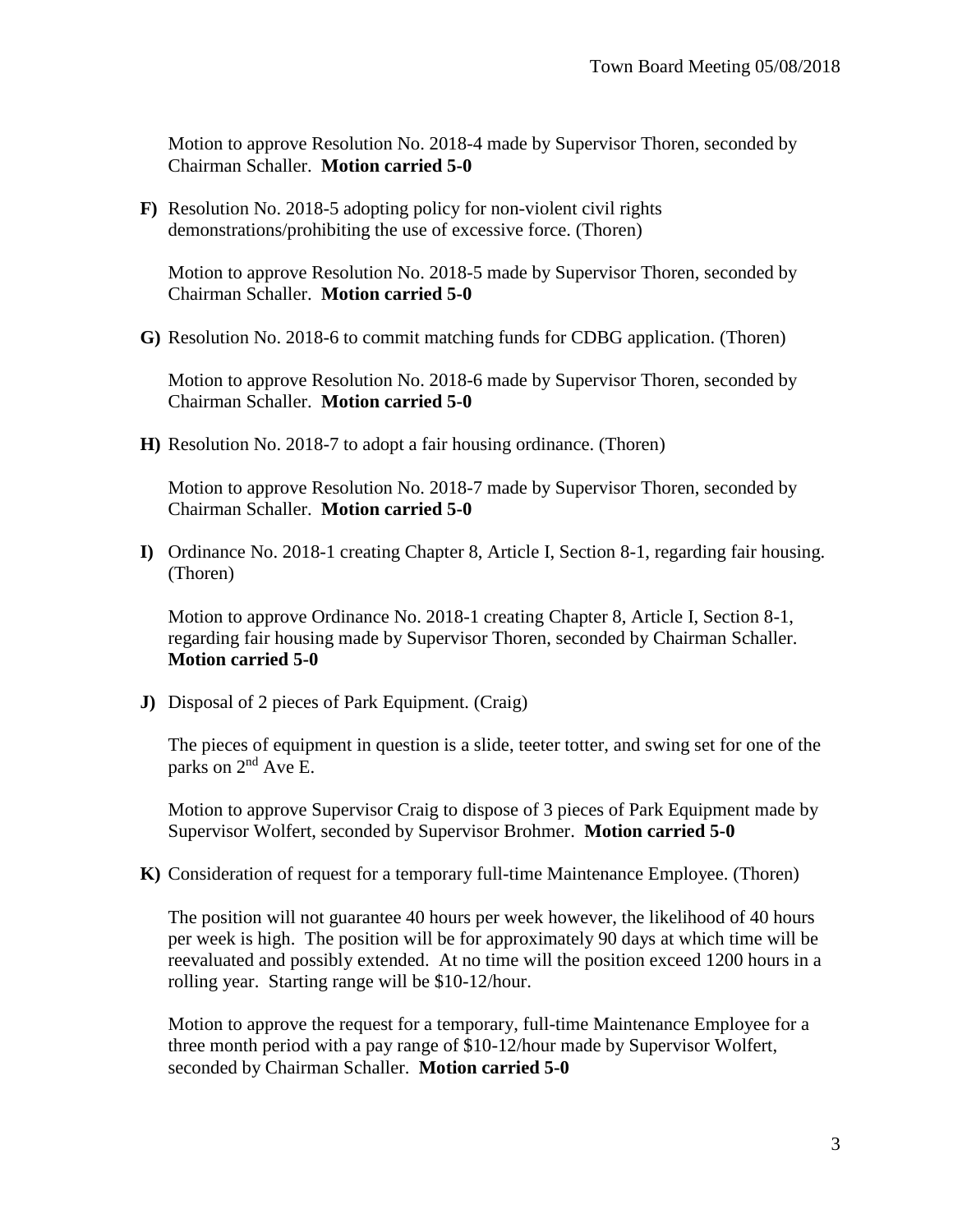Motion to approve Resolution No. 2018-4 made by Supervisor Thoren, seconded by Chairman Schaller. **Motion carried 5-0**

**F)** Resolution No. 2018-5 adopting policy for non-violent civil rights demonstrations/prohibiting the use of excessive force. (Thoren)

Motion to approve Resolution No. 2018-5 made by Supervisor Thoren, seconded by Chairman Schaller. **Motion carried 5-0**

**G)** Resolution No. 2018-6 to commit matching funds for CDBG application. (Thoren)

Motion to approve Resolution No. 2018-6 made by Supervisor Thoren, seconded by Chairman Schaller. **Motion carried 5-0**

**H)** Resolution No. 2018-7 to adopt a fair housing ordinance. (Thoren)

Motion to approve Resolution No. 2018-7 made by Supervisor Thoren, seconded by Chairman Schaller. **Motion carried 5-0**

**I)** Ordinance No. 2018-1 creating Chapter 8, Article I, Section 8-1, regarding fair housing. (Thoren)

Motion to approve Ordinance No. 2018-1 creating Chapter 8, Article I, Section 8-1, regarding fair housing made by Supervisor Thoren, seconded by Chairman Schaller. **Motion carried 5-0**

**J)** Disposal of 2 pieces of Park Equipment. (Craig)

The pieces of equipment in question is a slide, teeter totter, and swing set for one of the parks on 2nd Ave E.

Motion to approve Supervisor Craig to dispose of 3 pieces of Park Equipment made by Supervisor Wolfert, seconded by Supervisor Brohmer. **Motion carried 5-0**

**K)** Consideration of request for a temporary full-time Maintenance Employee. (Thoren)

The position will not guarantee 40 hours per week however, the likelihood of 40 hours per week is high. The position will be for approximately 90 days at which time will be reevaluated and possibly extended. At no time will the position exceed 1200 hours in a rolling year. Starting range will be $10-12/hour.

Motion to approve the request for a temporary, full-time Maintenance Employee for a three month period with a pay range of $10-12/hour made by Supervisor Wolfert, seconded by Chairman Schaller. **Motion carried 5-0**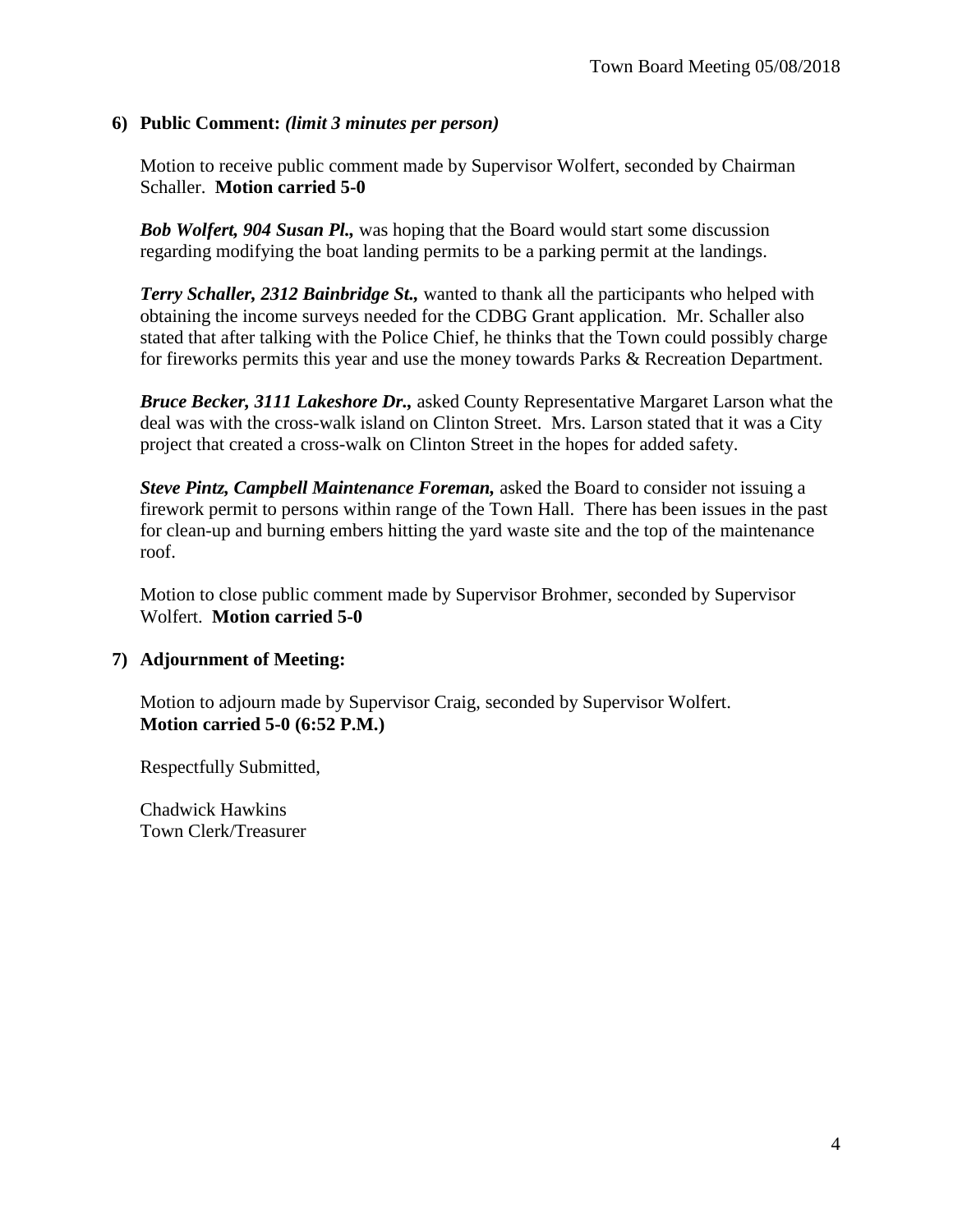**6) Public Comment:** ***(limit 3 minutes per person)***

Motion to receive public comment made by Supervisor Wolfert, seconded by Chairman Schaller. **Motion carried 5-0**

***Bob Wolfert, 904 Susan Pl.,*** was hoping that the Board would start some discussion regarding modifying the boat landing permits to be a parking permit at the landings.

***Terry Schaller, 2312 Bainbridge St.,*** wanted to thank all the participants who helped with obtaining the income surveys needed for the CDBG Grant application. Mr. Schaller also stated that after talking with the Police Chief, he thinks that the Town could possibly charge for fireworks permits this year and use the money towards Parks & Recreation Department.

***Bruce Becker, 3111 Lakeshore Dr.,*** asked County Representative Margaret Larson what the deal was with the cross-walk island on Clinton Street. Mrs. Larson stated that it was a City project that created a cross-walk on Clinton Street in the hopes for added safety.

***Steve Pintz, Campbell Maintenance Foreman,*** asked the Board to consider not issuing a firework permit to persons within range of the Town Hall. There has been issues in the past for clean-up and burning embers hitting the yard waste site and the top of the maintenance roof.

Motion to close public comment made by Supervisor Brohmer, seconded by Supervisor Wolfert. **Motion carried 5-0**

**7) Adjournment of Meeting:**

Motion to adjourn made by Supervisor Craig, seconded by Supervisor Wolfert.
**Motion carried 5-0 (6:52 P.M.)**

Respectfully Submitted,

Chadwick Hawkins
Town Clerk/Treasurer